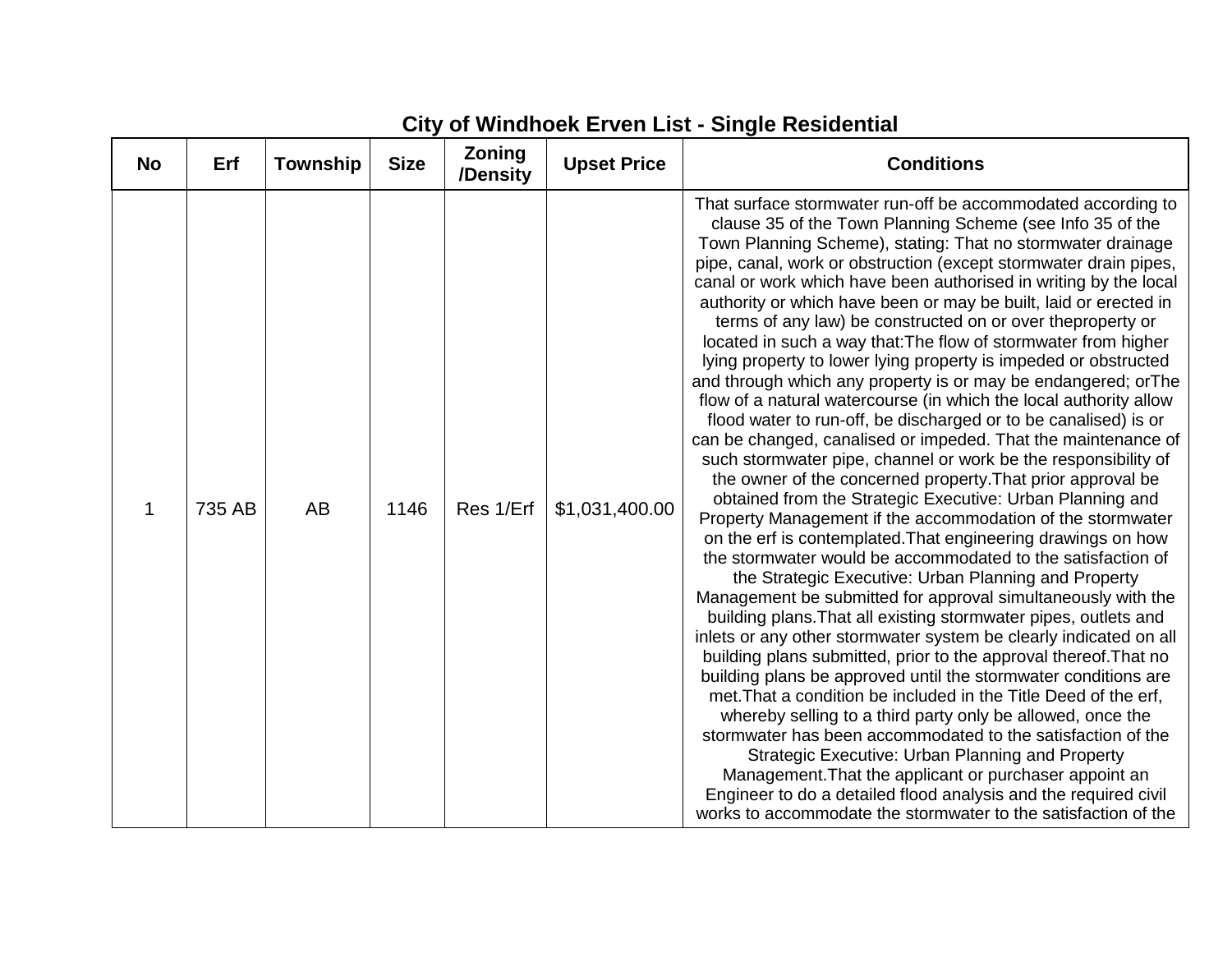## City of Windhoek Erven List - Single Residential

| No | Erf | Township | Size | Zoning /Density | Upset Price | Conditions |
|---|---|---|---|---|---|---|
| 1 | 735 AB | AB | 1146 | Res 1/Erf | $1,031,400.00 | That surface stormwater run-off be accommodated according to clause 35 of the Town Planning Scheme (see Info 35 of the Town Planning Scheme), stating: That no stormwater drainage pipe, canal, work or obstruction (except stormwater drain pipes, canal or work which have been authorised in writing by the local authority or which have been or may be built, laid or erected in terms of any law) be constructed on or over theproperty or located in such a way that:The flow of stormwater from higher lying property to lower lying property is impeded or obstructed and through which any property is or may be endangered; orThe flow of a natural watercourse (in which the local authority allow flood water to run-off, be discharged or to be canalised) is or can be changed, canalised or impeded. That the maintenance of such stormwater pipe, channel or work be the responsibility of the owner of the concerned property.That prior approval be obtained from the Strategic Executive: Urban Planning and Property Management if the accommodation of the stormwater on the erf is contemplated.That engineering drawings on how the stormwater would be accommodated to the satisfaction of the Strategic Executive: Urban Planning and Property Management be submitted for approval simultaneously with the building plans.That all existing stormwater pipes, outlets and inlets or any other stormwater system be clearly indicated on all building plans submitted, prior to the approval thereof.That no building plans be approved until the stormwater conditions are met.That a condition be included in the Title Deed of the erf, whereby selling to a third party only be allowed, once the stormwater has been accommodated to the satisfaction of the Strategic Executive: Urban Planning and Property Management.That the applicant or purchaser appoint an Engineer to do a detailed flood analysis and the required civil works to accommodate the stormwater to the satisfaction of the |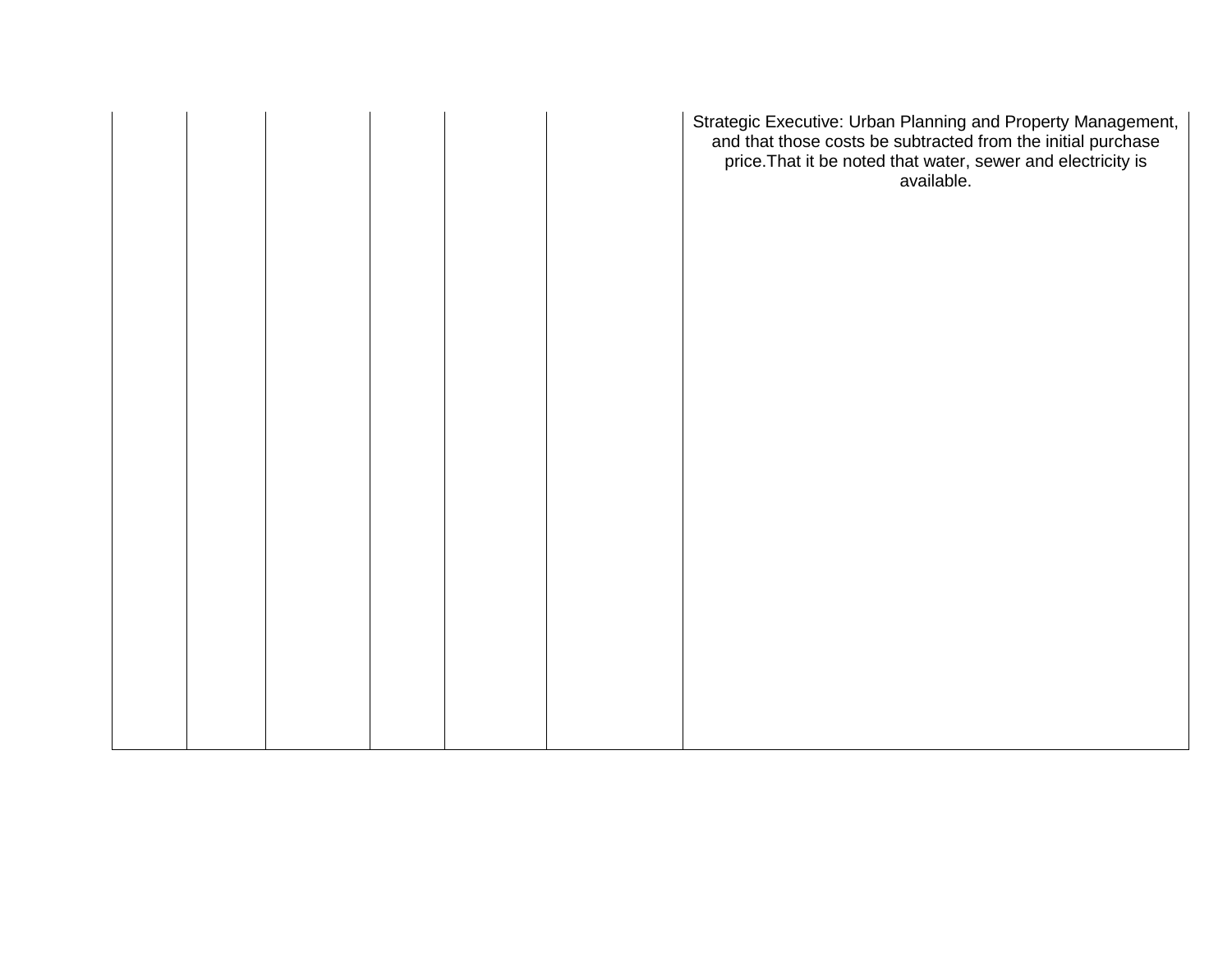| | | | | | | |
|---|---|---|---|---|---|---|
| | | | | | | Strategic Executive: Urban Planning and Property Management, and that those costs be subtracted from the initial purchase price.That it be noted that water, sewer and electricity is available. |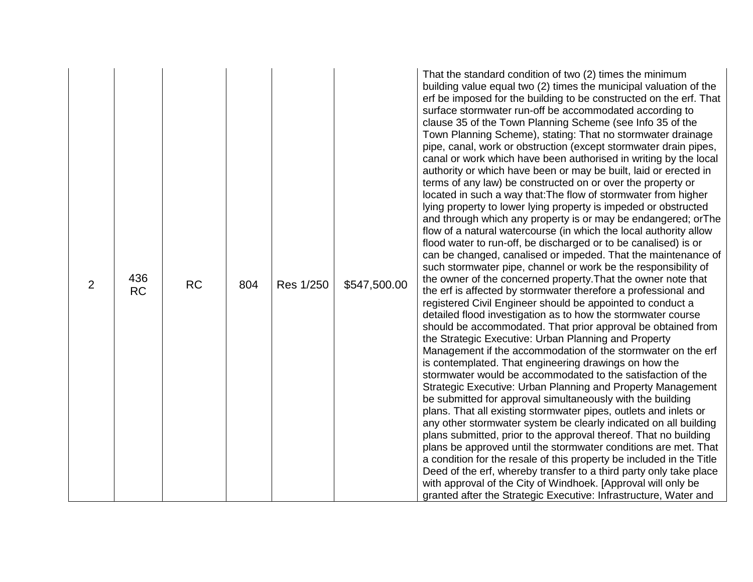| 2 | 436 RC | RC | 804 | Res 1/250 | $547,500.00 | That the standard condition of two (2) times the minimum building value equal two (2) times the municipal valuation of the erf be imposed for the building to be constructed on the erf. That surface stormwater run-off be accommodated according to clause 35 of the Town Planning Scheme (see Info 35 of the Town Planning Scheme), stating: That no stormwater drainage pipe, canal, work or obstruction (except stormwater drain pipes, canal or work which have been authorised in writing by the local authority or which have been or may be built, laid or erected in terms of any law) be constructed on or over the property or located in such a way that:The flow of stormwater from higher lying property to lower lying property is impeded or obstructed and through which any property is or may be endangered; orThe flow of a natural watercourse (in which the local authority allow flood water to run-off, be discharged or to be canalised) is or can be changed, canalised or impeded. That the maintenance of such stormwater pipe, channel or work be the responsibility of the owner of the concerned property.That the owner note that the erf is affected by stormwater therefore a professional and registered Civil Engineer should be appointed to conduct a detailed flood investigation as to how the stormwater course should be accommodated. That prior approval be obtained from the Strategic Executive: Urban Planning and Property Management if the accommodation of the stormwater on the erf is contemplated. That engineering drawings on how the stormwater would be accommodated to the satisfaction of the Strategic Executive: Urban Planning and Property Management be submitted for approval simultaneously with the building plans. That all existing stormwater pipes, outlets and inlets or any other stormwater system be clearly indicated on all building plans submitted, prior to the approval thereof. That no building plans be approved until the stormwater conditions are met. That a condition for the resale of this property be included in the Title Deed of the erf, whereby transfer to a third party only take place with approval of the City of Windhoek. [Approval will only be granted after the Strategic Executive: Infrastructure, Water and |
|---|---|---|---|---|---|---|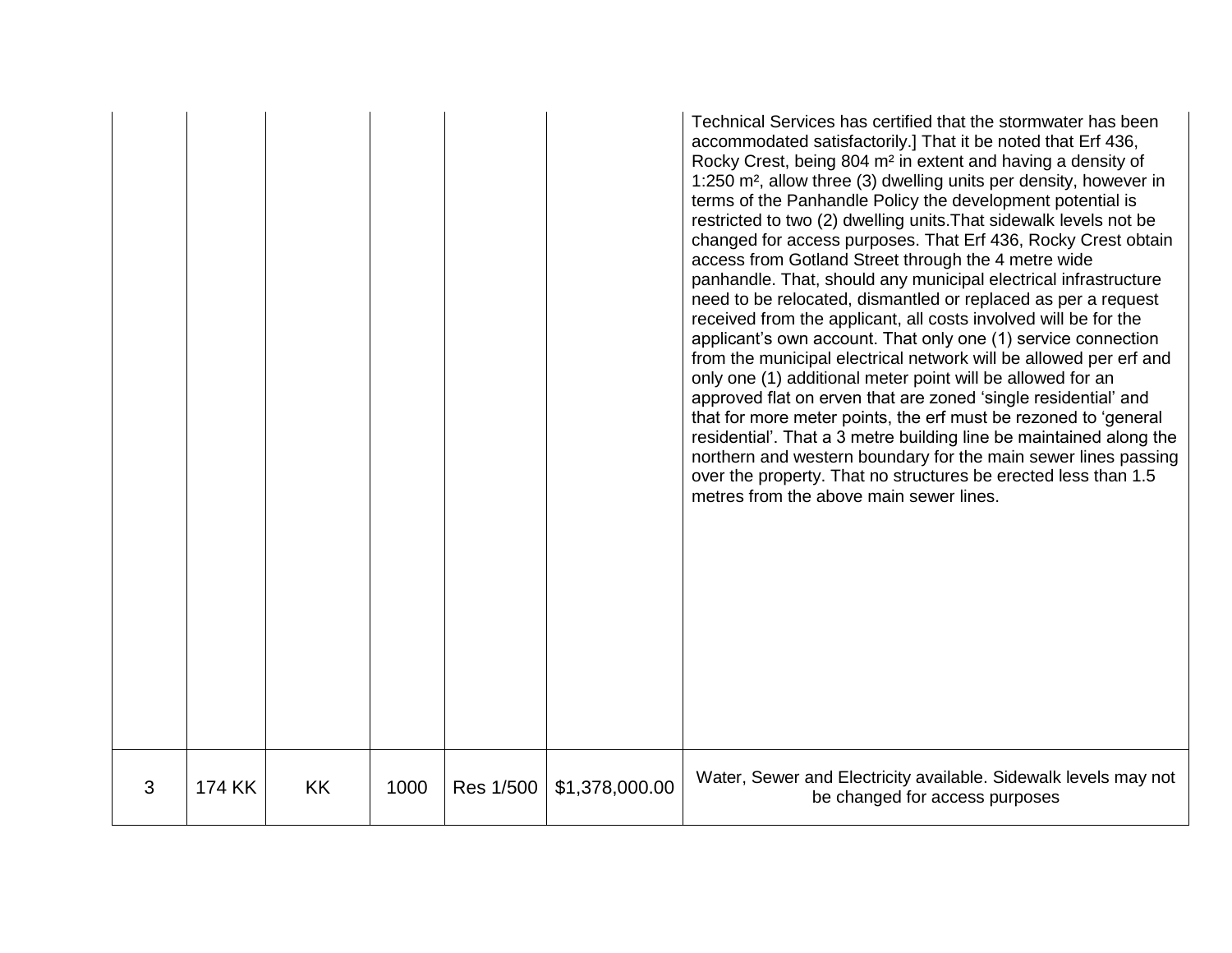| | | | | | | |
|---|---|---|---|---|---|---|
| | | | | | | Technical Services has certified that the stormwater has been accommodated satisfactorily.] That it be noted that Erf 436, Rocky Crest, being 804 m² in extent and having a density of 1:250 m², allow three (3) dwelling units per density, however in terms of the Panhandle Policy the development potential is restricted to two (2) dwelling units.That sidewalk levels not be changed for access purposes. That Erf 436, Rocky Crest obtain access from Gotland Street through the 4 metre wide panhandle. That, should any municipal electrical infrastructure need to be relocated, dismantled or replaced as per a request received from the applicant, all costs involved will be for the applicant's own account. That only one (1) service connection from the municipal electrical network will be allowed per erf and only one (1) additional meter point will be allowed for an approved flat on erven that are zoned 'single residential' and that for more meter points, the erf must be rezoned to 'general residential'. That a 3 metre building line be maintained along the northern and western boundary for the main sewer lines passing over the property. That no structures be erected less than 1.5 metres from the above main sewer lines. |
| 3 | 174 KK | KK | 1000 | Res 1/500 | $1,378,000.00 | Water, Sewer and Electricity available. Sidewalk levels may not be changed for access purposes |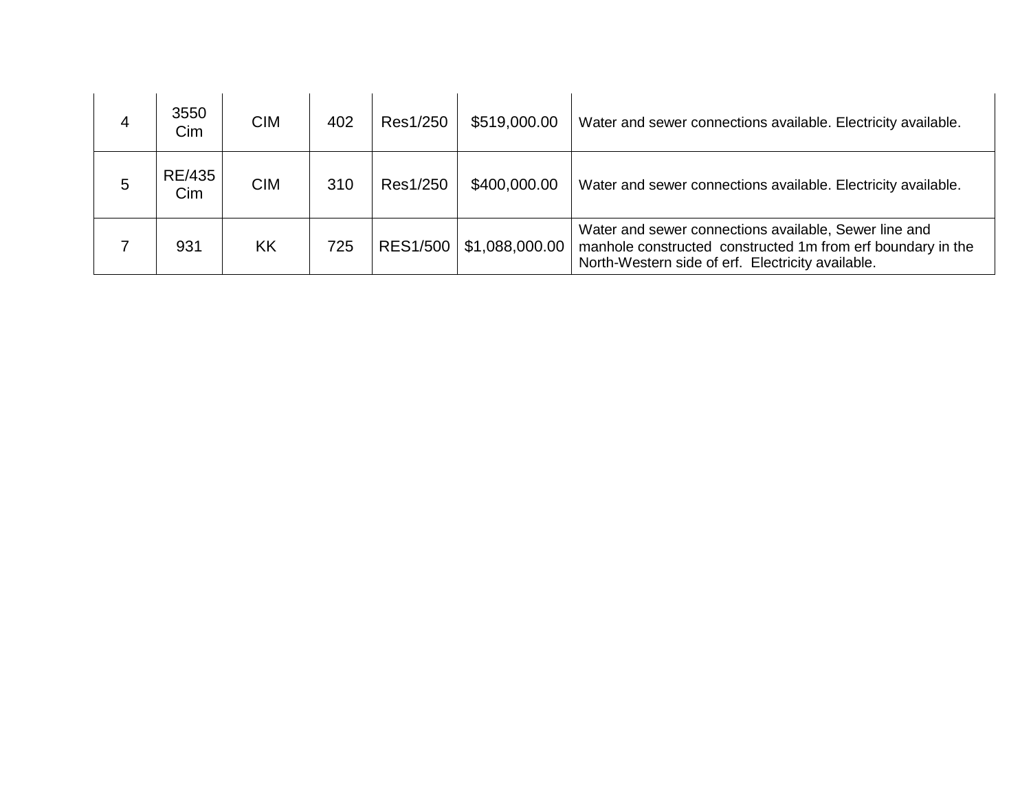| | | | | | | |
|---|---|---|---|---|---|---|
| 4 | 3550 Cim | CIM | 402 | Res1/250 | $519,000.00 | Water and sewer connections available. Electricity available. |
| 5 | RE/435 Cim | CIM | 310 | Res1/250 | $400,000.00 | Water and sewer connections available. Electricity available. |
| 7 | 931 | KK | 725 | RES1/500 | $1,088,000.00 | Water and sewer connections available, Sewer line and manhole constructed constructed 1m from erf boundary in the North-Western side of erf. Electricity available. |